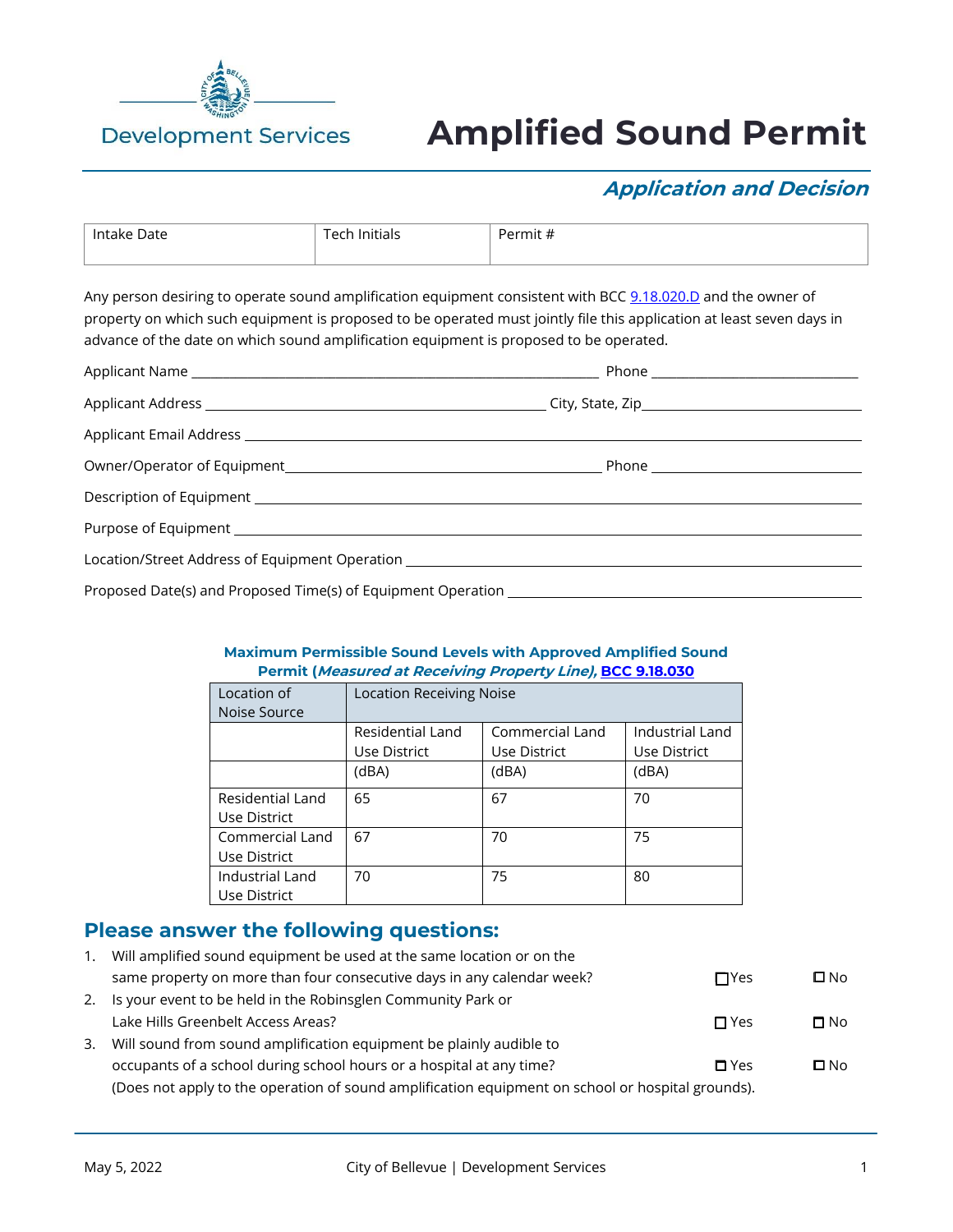Development Services

# Amplified Sound Permit

## *Application and Decision*

| Intake Date | Tech Initials | Permit # |
|---|---|---|
| | | |

Any person desiring to operate sound amplification equipment consistent with BCC [9.18.020.D] and the owner of property on which such equipment is proposed to be operated must jointly file this application at least seven days in advance of the date on which sound amplification equipment is proposed to be operated.

Applicant Name ______________________________ Phone ______________________

Applicant Address ______________________________ City, State, Zip ______________________

Applicant Email Address ______________________________________________________

Owner/Operator of Equipment ______________________________ Phone ______________________

Description of Equipment ______________________________________________________

Purpose of Equipment ______________________________________________________

Location/Street Address of Equipment Operation ______________________________________

Proposed Date(s) and Proposed Time(s) of Equipment Operation ______________________________

**Maximum Permissible Sound Levels with Approved Amplified Sound Permit (*Measured at Receiving Property Line),* BCC 9.18.030**

| Location of Noise Source | Location Receiving Noise | | |
|---|---|---|---|
| | Residential Land Use District | Commercial Land Use District | Industrial Land Use District |
| | (dBA) | (dBA) | (dBA) |
| Residential Land Use District | 65 | 67 | 70 |
| Commercial Land Use District | 67 | 70 | 75 |
| Industrial Land Use District | 70 | 75 | 80 |

## Please answer the following questions:

1. Will amplified sound equipment be used at the same location or on the same property on more than four consecutive days in any calendar week? ☐ Yes ☐ No
2. Is your event to be held in the Robinsglen Community Park or Lake Hills Greenbelt Access Areas? ☐ Yes ☐ No
3. Will sound from sound amplification equipment be plainly audible to occupants of a school during school hours or a hospital at any time? ☐ Yes ☐ No
   (Does not apply to the operation of sound amplification equipment on school or hospital grounds).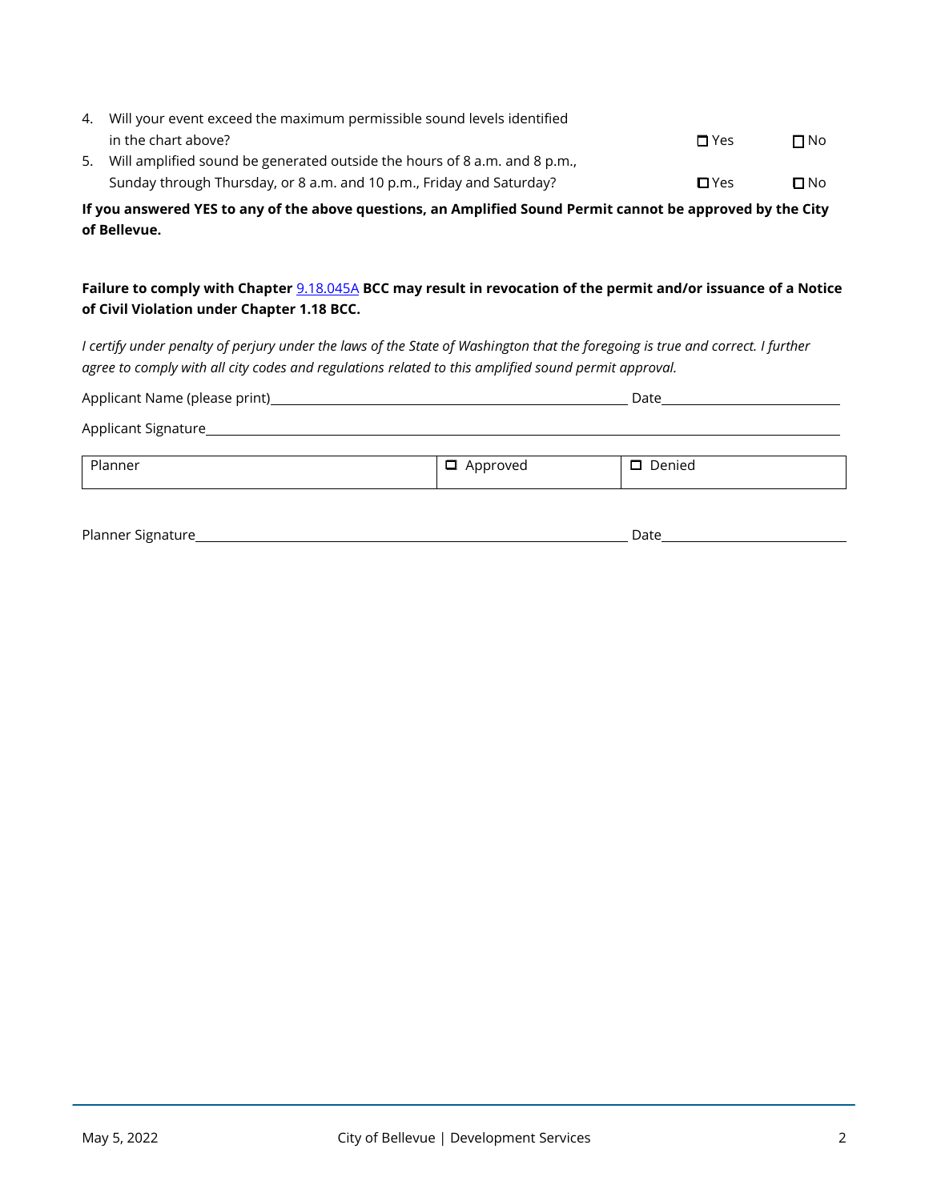4. Will your event exceed the maximum permissible sound levels identified in the chart above? ☐ Yes ☐ No
5. Will amplified sound be generated outside the hours of 8 a.m. and 8 p.m., Sunday through Thursday, or 8 a.m. and 10 p.m., Friday and Saturday? ☐ Yes ☐ No

**If you answered YES to any of the above questions, an Amplified Sound Permit cannot be approved by the City of Bellevue.**

**Failure to comply with Chapter** 9.18.045A **BCC may result in revocation of the permit and/or issuance of a Notice of Civil Violation under Chapter 1.18 BCC.**

*I certify under penalty of perjury under the laws of the State of Washington that the foregoing is true and correct. I further agree to comply with all city codes and regulations related to this amplified sound permit approval.*

Applicant Name (please print)\_\_\_\_\_\_\_\_\_\_\_\_\_\_\_\_\_\_\_\_\_\_\_\_\_\_\_\_\_\_ Date\_\_\_\_\_\_\_\_\_\_\_\_\_\_\_\_

Applicant Signature\_\_\_\_\_\_\_\_\_\_\_\_\_\_\_\_\_\_\_\_\_\_\_\_\_\_\_\_\_\_\_\_\_\_\_\_\_\_\_\_\_\_\_\_

| | | |
|---|---|---|
| Planner | ☐ Approved | ☐ Denied |

Planner Signature\_\_\_\_\_\_\_\_\_\_\_\_\_\_\_\_\_\_\_\_\_\_\_\_\_\_\_\_\_\_\_\_\_\_\_\_ Date\_\_\_\_\_\_\_\_\_\_\_\_\_\_\_\_